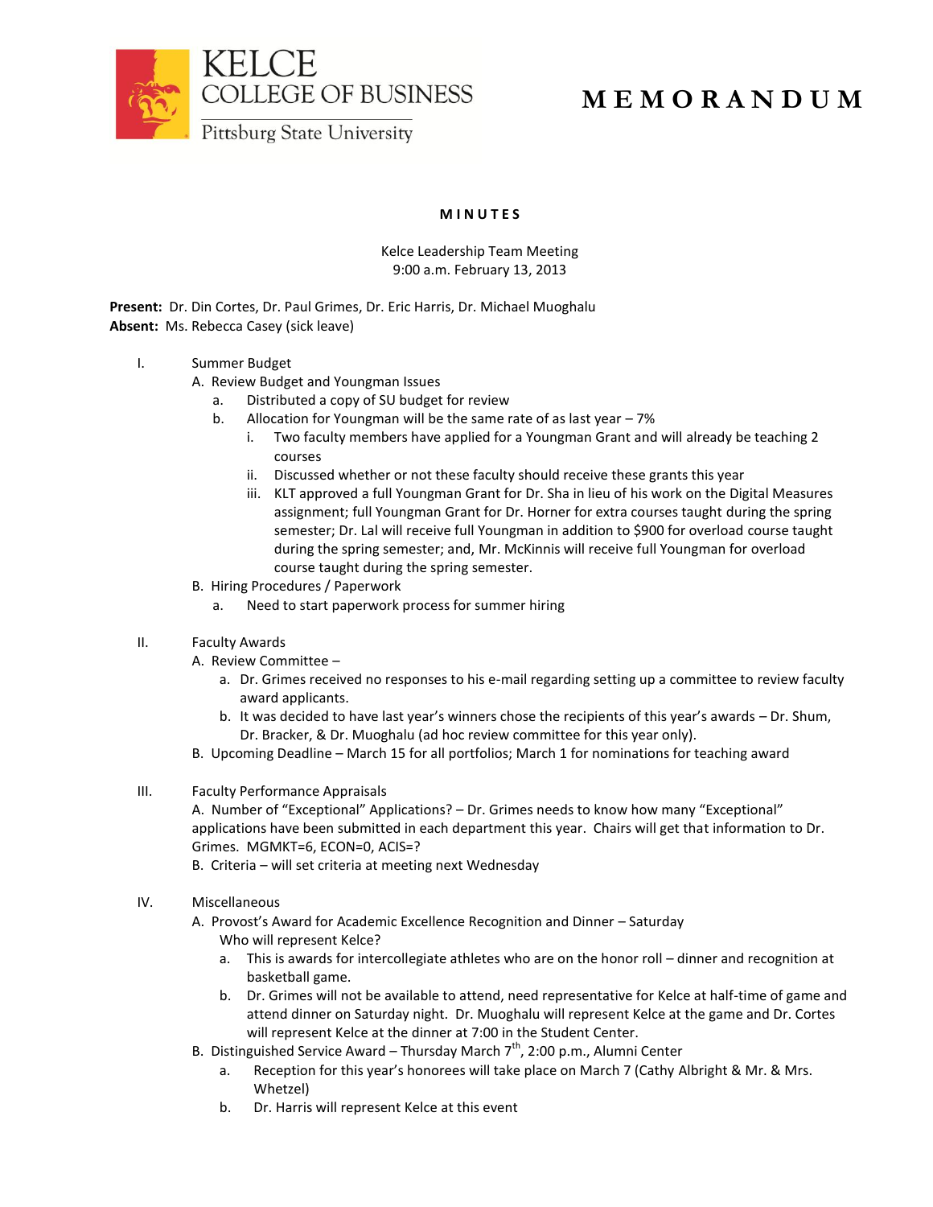KELCE
COLLEGE OF BUSINESS
Pittsburg State University

# MEMORANDUM

## MINUTES

Kelce Leadership Team Meeting
9:00 a.m. February 13, 2013

**Present:** Dr. Din Cortes, Dr. Paul Grimes, Dr. Eric Harris, Dr. Michael Muoghalu
**Absent:** Ms. Rebecca Casey (sick leave)

I. Summer Budget
   A. Review Budget and Youngman Issues
      a. Distributed a copy of SU budget for review
      b. Allocation for Youngman will be the same rate of as last year – 7%
         i. Two faculty members have applied for a Youngman Grant and will already be teaching 2 courses
         ii. Discussed whether or not these faculty should receive these grants this year
         iii. KLT approved a full Youngman Grant for Dr. Sha in lieu of his work on the Digital Measures assignment; full Youngman Grant for Dr. Horner for extra courses taught during the spring semester; Dr. Lal will receive full Youngman in addition to $900 for overload course taught during the spring semester; and, Mr. McKinnis will receive full Youngman for overload course taught during the spring semester.
   B. Hiring Procedures / Paperwork
      a. Need to start paperwork process for summer hiring

II. Faculty Awards
   A. Review Committee –
      a. Dr. Grimes received no responses to his e-mail regarding setting up a committee to review faculty award applicants.
      b. It was decided to have last year's winners chose the recipients of this year's awards – Dr. Shum, Dr. Bracker, & Dr. Muoghalu (ad hoc review committee for this year only).
   B. Upcoming Deadline – March 15 for all portfolios; March 1 for nominations for teaching award

III. Faculty Performance Appraisals
   A. Number of "Exceptional" Applications? – Dr. Grimes needs to know how many "Exceptional" applications have been submitted in each department this year. Chairs will get that information to Dr. Grimes. MGMKT=6, ECON=0, ACIS=?
   B. Criteria – will set criteria at meeting next Wednesday

IV. Miscellaneous
   A. Provost's Award for Academic Excellence Recognition and Dinner – Saturday
   Who will represent Kelce?
      a. This is awards for intercollegiate athletes who are on the honor roll – dinner and recognition at basketball game.
      b. Dr. Grimes will not be available to attend, need representative for Kelce at half-time of game and attend dinner on Saturday night. Dr. Muoghalu will represent Kelce at the game and Dr. Cortes will represent Kelce at the dinner at 7:00 in the Student Center.
   B. Distinguished Service Award – Thursday March 7th, 2:00 p.m., Alumni Center
      a. Reception for this year's honorees will take place on March 7 (Cathy Albright & Mr. & Mrs. Whetzel)
      b. Dr. Harris will represent Kelce at this event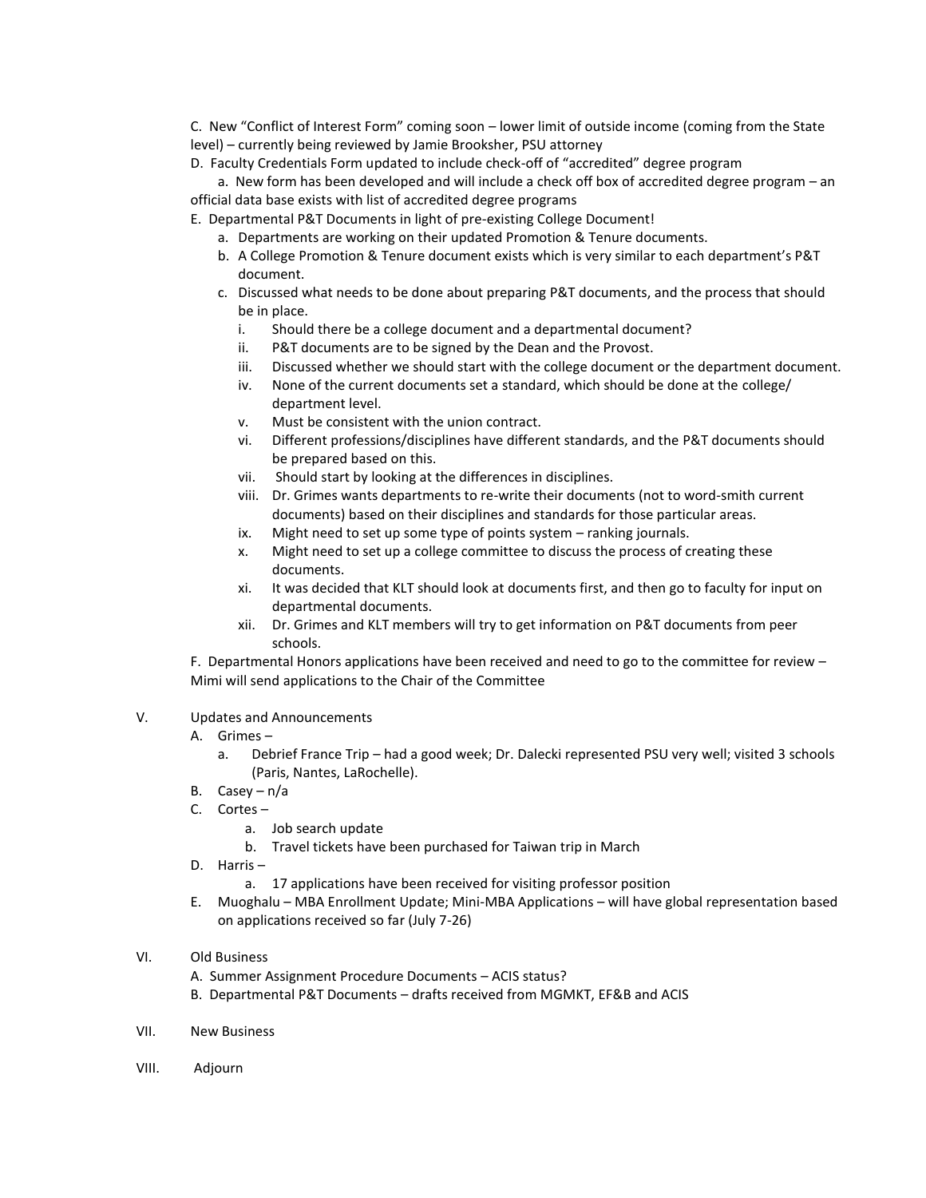C. New "Conflict of Interest Form" coming soon – lower limit of outside income (coming from the State level) – currently being reviewed by Jamie Brooksher, PSU attorney

D. Faculty Credentials Form updated to include check-off of "accredited" degree program

  a. New form has been developed and will include a check off box of accredited degree program – an official data base exists with list of accredited degree programs

E. Departmental P&T Documents in light of pre-existing College Document!

  a. Departments are working on their updated Promotion & Tenure documents.
  b. A College Promotion & Tenure document exists which is very similar to each department's P&T document.
  c. Discussed what needs to be done about preparing P&T documents, and the process that should be in place.
    i. Should there be a college document and a departmental document?
    ii. P&T documents are to be signed by the Dean and the Provost.
    iii. Discussed whether we should start with the college document or the department document.
    iv. None of the current documents set a standard, which should be done at the college/ department level.
    v. Must be consistent with the union contract.
    vi. Different professions/disciplines have different standards, and the P&T documents should be prepared based on this.
    vii. Should start by looking at the differences in disciplines.
    viii. Dr. Grimes wants departments to re-write their documents (not to word-smith current documents) based on their disciplines and standards for those particular areas.
    ix. Might need to set up some type of points system – ranking journals.
    x. Might need to set up a college committee to discuss the process of creating these documents.
    xi. It was decided that KLT should look at documents first, and then go to faculty for input on departmental documents.
    xii. Dr. Grimes and KLT members will try to get information on P&T documents from peer schools.

F. Departmental Honors applications have been received and need to go to the committee for review – Mimi will send applications to the Chair of the Committee

V. Updates and Announcements

  A. Grimes –
    a. Debrief France Trip – had a good week; Dr. Dalecki represented PSU very well; visited 3 schools (Paris, Nantes, LaRochelle).
  B. Casey – n/a
  C. Cortes –
    a. Job search update
    b. Travel tickets have been purchased for Taiwan trip in March
  D. Harris –
    a. 17 applications have been received for visiting professor position
  E. Muoghalu – MBA Enrollment Update; Mini-MBA Applications – will have global representation based on applications received so far (July 7-26)

VI. Old Business

  A. Summer Assignment Procedure Documents – ACIS status?
  B. Departmental P&T Documents – drafts received from MGMKT, EF&B and ACIS

VII. New Business

VIII. Adjourn